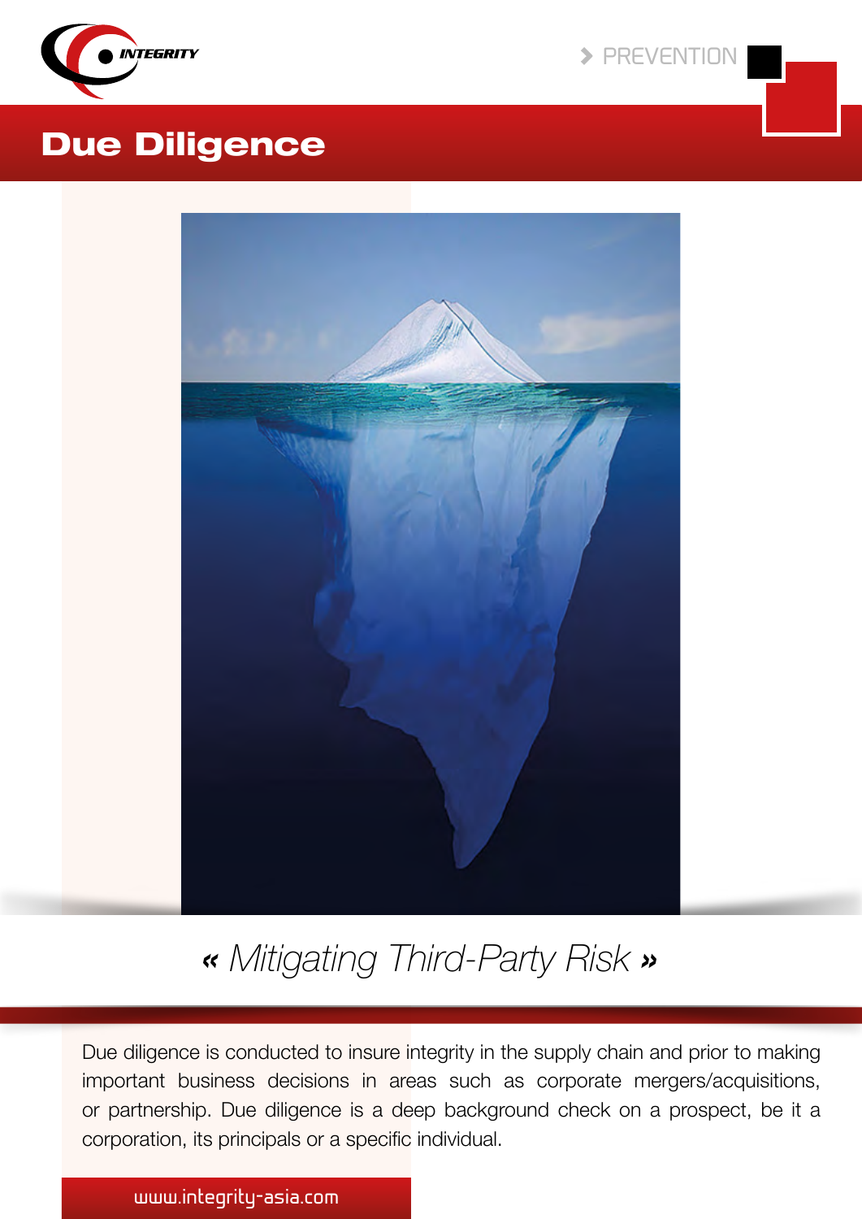INTEGRITY

> PREVENTION

# Due Diligence

*« Mitigating Third-Party Risk »*

Due diligence is conducted to insure integrity in the supply chain and prior to making important business decisions in areas such as corporate mergers/acquisitions, or partnership. Due diligence is a deep background check on a prospect, be it a corporation, its principals or a specific individual.

www.integrity-asia.com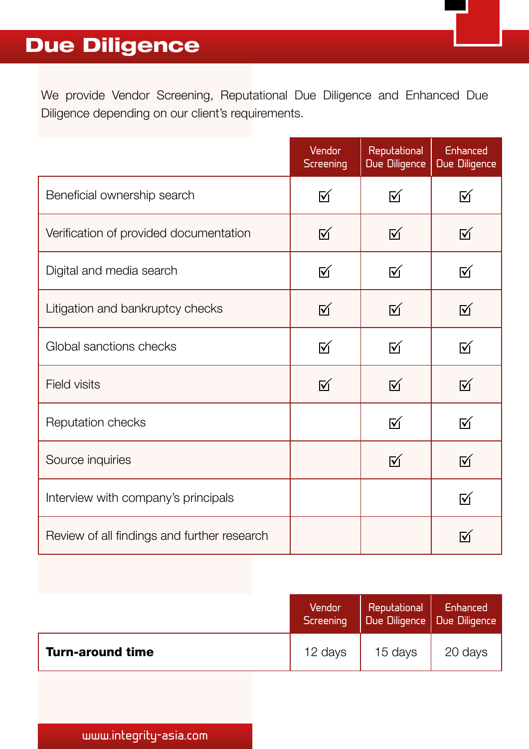# Due Diligence

We provide Vendor Screening, Reputational Due Diligence and Enhanced Due Diligence depending on our client's requirements.

| | Vendor Screening | Reputational Due Diligence | Enhanced Due Diligence |
|---|---|---|---|
| Beneficial ownership search | ☑ | ☑ | ☑ |
| Verification of provided documentation | ☑ | ☑ | ☑ |
| Digital and media search | ☑ | ☑ | ☑ |
| Litigation and bankruptcy checks | ☑ | ☑ | ☑ |
| Global sanctions checks | ☑ | ☑ | ☑ |
| Field visits | ☑ | ☑ | ☑ |
| Reputation checks | | ☑ | ☑ |
| Source inquiries | | ☑ | ☑ |
| Interview with company's principals | | | ☑ |
| Review of all findings and further research | | | ☑ |

| | Vendor Screening | Reputational Due Diligence | Enhanced Due Diligence |
|---|---|---|---|
| **Turn-around time** | 12 days | 15 days | 20 days |

www.integrity-asia.com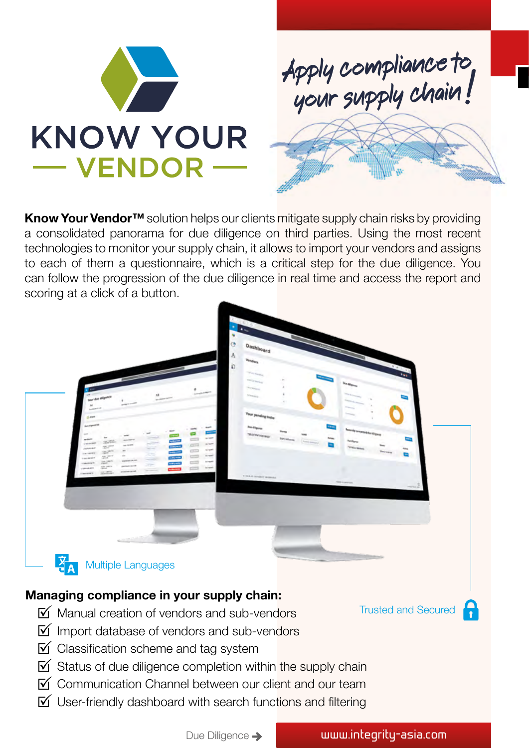# KNOW YOUR — VENDOR —

*Apply compliance to your supply chain!*

**Know Your Vendor™** solution helps our clients mitigate supply chain risks by providing a consolidated panorama for due diligence on third parties. Using the most recent technologies to monitor your supply chain, it allows to import your vendors and assigns to each of them a questionnaire, which is a critical step for the due diligence. You can follow the progression of the due diligence in real time and access the report and scoring at a click of a button.

Multiple Languages

Trusted and Secured

**Managing compliance in your supply chain:**

- ☑ Manual creation of vendors and sub-vendors
- ☑ Import database of vendors and sub-vendors
- ☑ Classification scheme and tag system
- ☑ Status of due diligence completion within the supply chain
- ☑ Communication Channel between our client and our team
- ☑ User-friendly dashboard with search functions and filtering

Due Diligence →

www.integrity-asia.com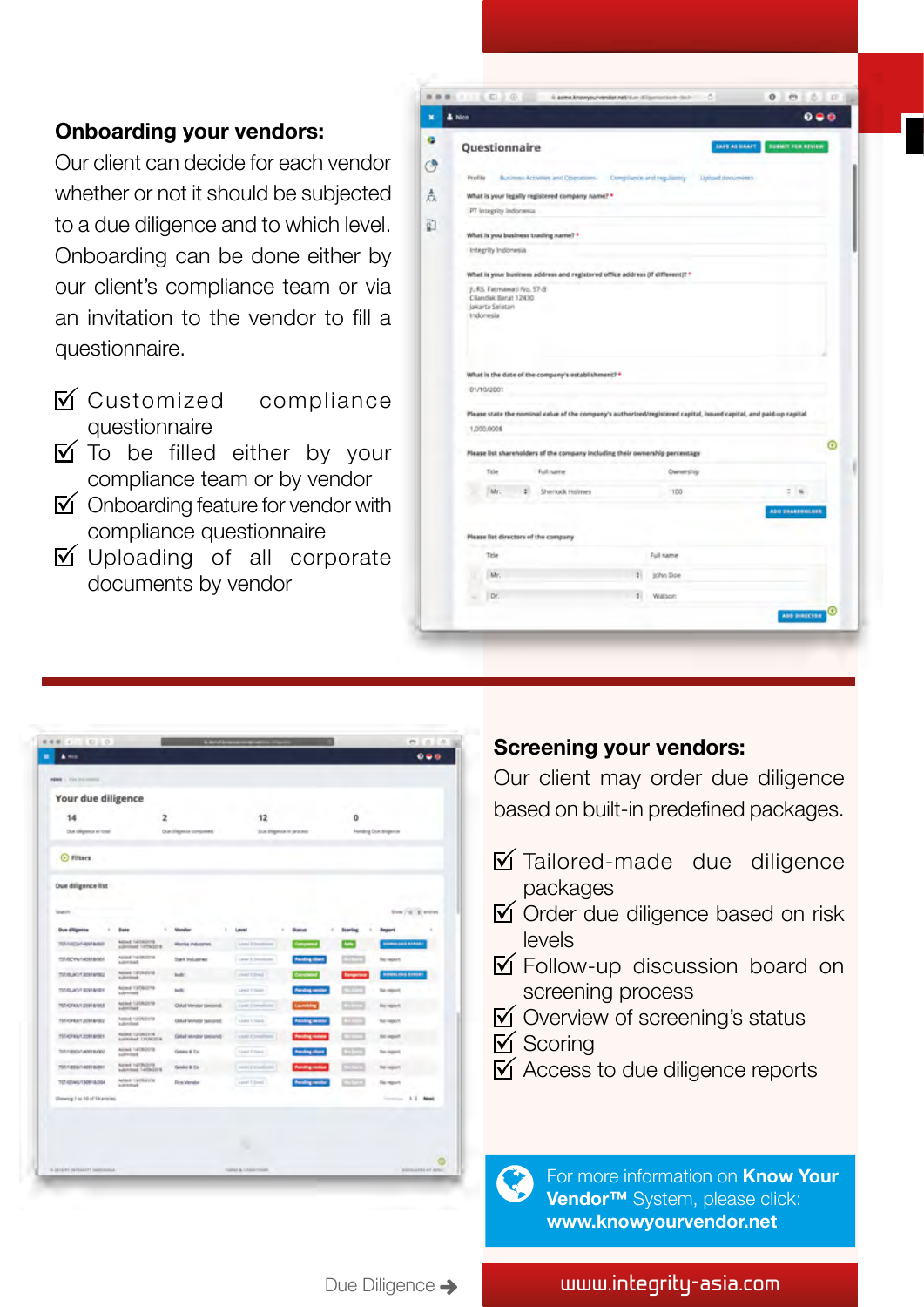## Onboarding your vendors:

Our client can decide for each vendor whether or not it should be subjected to a due diligence and to which level. Onboarding can be done either by our client's compliance team or via an invitation to the vendor to fill a questionnaire.

- ☑ Customized compliance questionnaire
- ☑ To be filled either by your compliance team or by vendor
- ☑ Onboarding feature for vendor with compliance questionnaire
- ☑ Uploading of all corporate documents by vendor

## Screening your vendors:

Our client may order due diligence based on built-in predefined packages.

- ☑ Tailored-made due diligence packages
- ☑ Order due diligence based on risk levels
- ☑ Follow-up discussion board on screening process
- ☑ Overview of screening's status
- ☑ Scoring
- ☑ Access to due diligence reports

For more information on **Know Your Vendor™** System, please click: **www.knowyourvendor.net**

Due Diligence ➔

www.integrity-asia.com